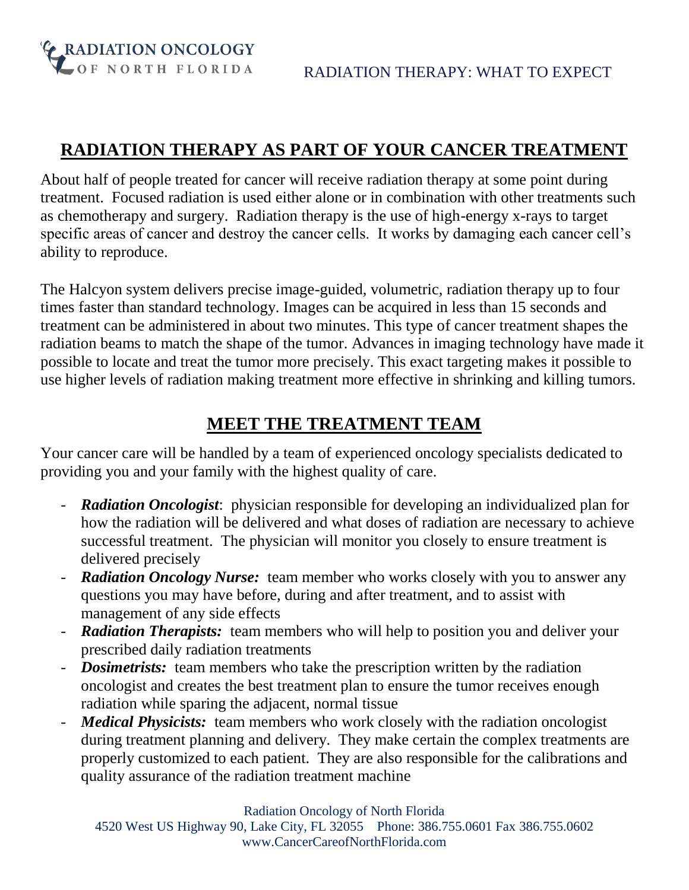# RADIATION THERAPY AS PART OF YOUR CANCER TREATMENT

About half of people treated for cancer will receive radiation therapy at some point during treatment. Focused radiation is used either alone or in combination with other treatments such as chemotherapy and surgery. Radiation therapy is the use of high-energy x-rays to target specific areas of cancer and destroy the cancer cells. It works by damaging each cancer cell's ability to reproduce.

The Halcyon system delivers precise image-guided, volumetric, radiation therapy up to four times faster than standard technology. Images can be acquired in less than 15 seconds and treatment can be administered in about two minutes. This type of cancer treatment shapes the radiation beams to match the shape of the tumor. Advances in imaging technology have made it possible to locate and treat the tumor more precisely. This exact targeting makes it possible to use higher levels of radiation making treatment more effective in shrinking and killing tumors.

# MEET THE TREATMENT TEAM

Your cancer care will be handled by a team of experienced oncology specialists dedicated to providing you and your family with the highest quality of care.

- ***Radiation Oncologist***: physician responsible for developing an individualized plan for how the radiation will be delivered and what doses of radiation are necessary to achieve successful treatment. The physician will monitor you closely to ensure treatment is delivered precisely
- ***Radiation Oncology Nurse:*** team member who works closely with you to answer any questions you may have before, during and after treatment, and to assist with management of any side effects
- ***Radiation Therapists:*** team members who will help to position you and deliver your prescribed daily radiation treatments
- ***Dosimetrists:*** team members who take the prescription written by the radiation oncologist and creates the best treatment plan to ensure the tumor receives enough radiation while sparing the adjacent, normal tissue
- ***Medical Physicists:*** team members who work closely with the radiation oncologist during treatment planning and delivery. They make certain the complex treatments are properly customized to each patient. They are also responsible for the calibrations and quality assurance of the radiation treatment machine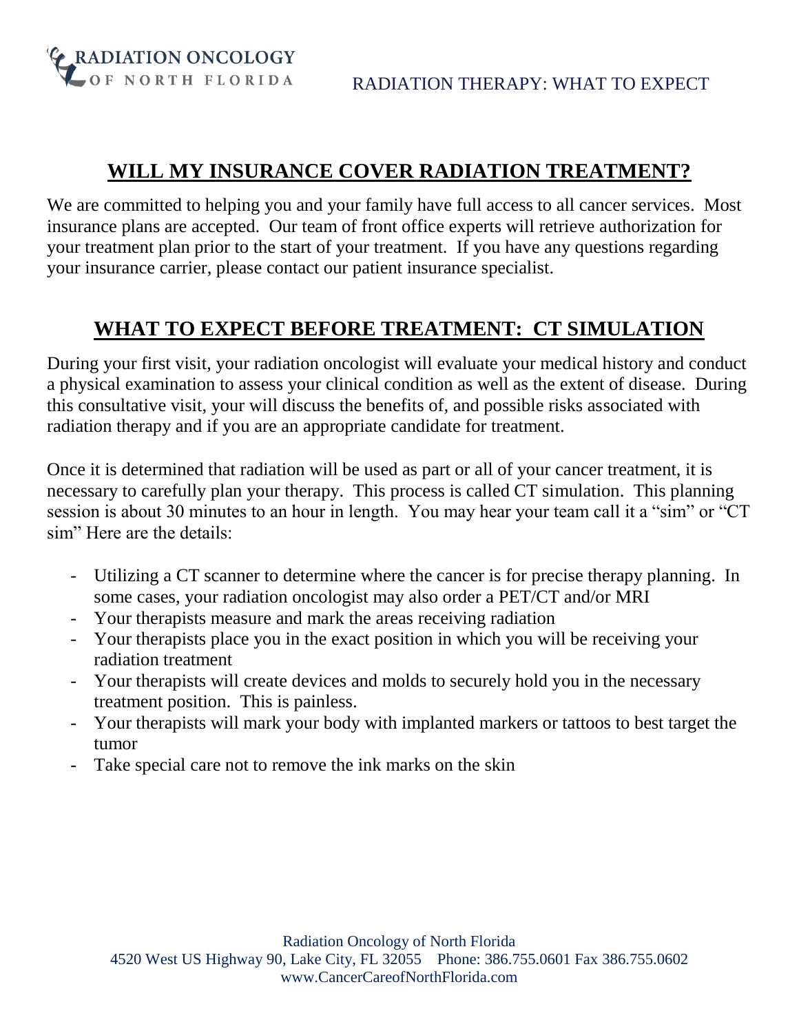## WILL MY INSURANCE COVER RADIATION TREATMENT?

We are committed to helping you and your family have full access to all cancer services. Most insurance plans are accepted. Our team of front office experts will retrieve authorization for your treatment plan prior to the start of your treatment. If you have any questions regarding your insurance carrier, please contact our patient insurance specialist.

## WHAT TO EXPECT BEFORE TREATMENT: CT SIMULATION

During your first visit, your radiation oncologist will evaluate your medical history and conduct a physical examination to assess your clinical condition as well as the extent of disease. During this consultative visit, your will discuss the benefits of, and possible risks associated with radiation therapy and if you are an appropriate candidate for treatment.

Once it is determined that radiation will be used as part or all of your cancer treatment, it is necessary to carefully plan your therapy. This process is called CT simulation. This planning session is about 30 minutes to an hour in length. You may hear your team call it a "sim" or "CT sim" Here are the details:

- Utilizing a CT scanner to determine where the cancer is for precise therapy planning. In some cases, your radiation oncologist may also order a PET/CT and/or MRI
- Your therapists measure and mark the areas receiving radiation
- Your therapists place you in the exact position in which you will be receiving your radiation treatment
- Your therapists will create devices and molds to securely hold you in the necessary treatment position. This is painless.
- Your therapists will mark your body with implanted markers or tattoos to best target the tumor
- Take special care not to remove the ink marks on the skin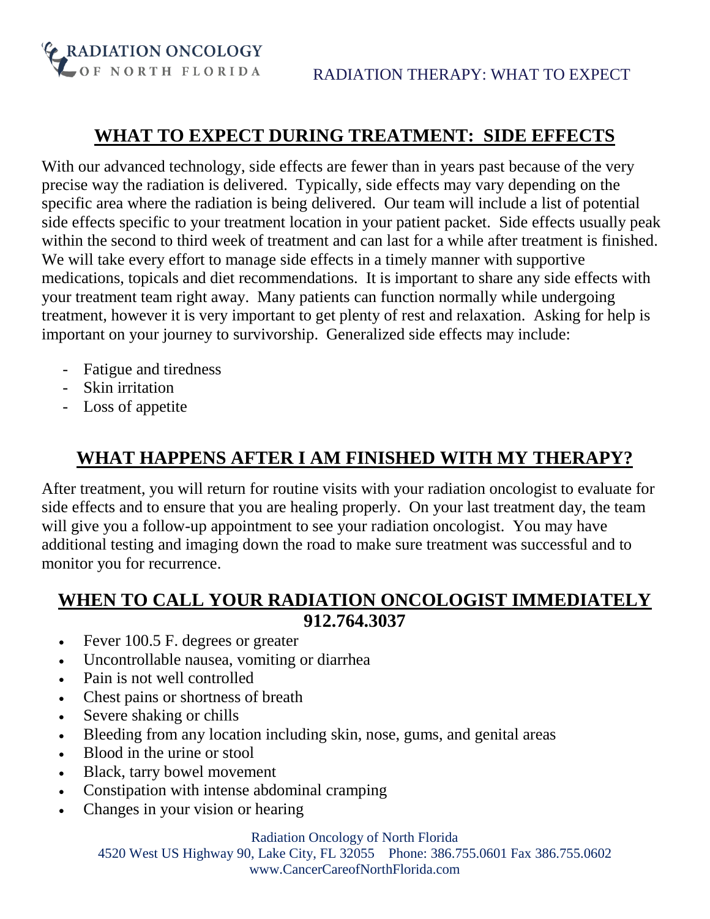## WHAT TO EXPECT DURING TREATMENT: SIDE EFFECTS

With our advanced technology, side effects are fewer than in years past because of the very precise way the radiation is delivered. Typically, side effects may vary depending on the specific area where the radiation is being delivered. Our team will include a list of potential side effects specific to your treatment location in your patient packet. Side effects usually peak within the second to third week of treatment and can last for a while after treatment is finished. We will take every effort to manage side effects in a timely manner with supportive medications, topicals and diet recommendations. It is important to share any side effects with your treatment team right away. Many patients can function normally while undergoing treatment, however it is very important to get plenty of rest and relaxation. Asking for help is important on your journey to survivorship. Generalized side effects may include:

- Fatigue and tiredness
- Skin irritation
- Loss of appetite

## WHAT HAPPENS AFTER I AM FINISHED WITH MY THERAPY?

After treatment, you will return for routine visits with your radiation oncologist to evaluate for side effects and to ensure that you are healing properly. On your last treatment day, the team will give you a follow-up appointment to see your radiation oncologist. You may have additional testing and imaging down the road to make sure treatment was successful and to monitor you for recurrence.

## WHEN TO CALL YOUR RADIATION ONCOLOGIST IMMEDIATELY
**912.764.3037**

- Fever 100.5 F. degrees or greater
- Uncontrollable nausea, vomiting or diarrhea
- Pain is not well controlled
- Chest pains or shortness of breath
- Severe shaking or chills
- Bleeding from any location including skin, nose, gums, and genital areas
- Blood in the urine or stool
- Black, tarry bowel movement
- Constipation with intense abdominal cramping
- Changes in your vision or hearing